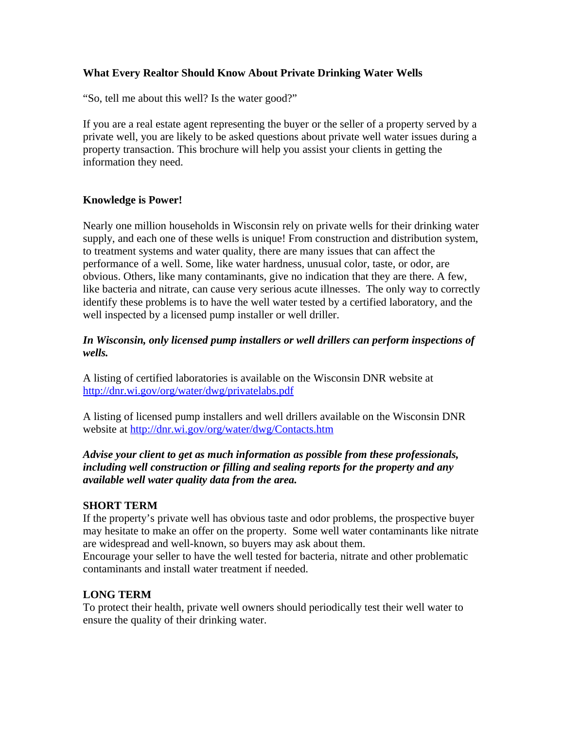# What Every Realtor Should Know About Private Drinking Water Wells

"So, tell me about this well? Is the water good?"

If you are a real estate agent representing the buyer or the seller of a property served by a private well, you are likely to be asked questions about private well water issues during a property transaction. This brochure will help you assist your clients in getting the information they need.

## Knowledge is Power!

Nearly one million households in Wisconsin rely on private wells for their drinking water supply, and each one of these wells is unique! From construction and distribution system, to treatment systems and water quality, there are many issues that can affect the performance of a well. Some, like water hardness, unusual color, taste, or odor, are obvious. Others, like many contaminants, give no indication that they are there. A few, like bacteria and nitrate, can cause very serious acute illnesses. The only way to correctly identify these problems is to have the well water tested by a certified laboratory, and the well inspected by a licensed pump installer or well driller.

***In Wisconsin, only licensed pump installers or well drillers can perform inspections of wells.***

A listing of certified laboratories is available on the Wisconsin DNR website at http://dnr.wi.gov/org/water/dwg/privatelabs.pdf

A listing of licensed pump installers and well drillers available on the Wisconsin DNR website at http://dnr.wi.gov/org/water/dwg/Contacts.htm

***Advise your client to get as much information as possible from these professionals, including well construction or filling and sealing reports for the property and any available well water quality data from the area.***

### SHORT TERM

If the property's private well has obvious taste and odor problems, the prospective buyer may hesitate to make an offer on the property. Some well water contaminants like nitrate are widespread and well-known, so buyers may ask about them.
Encourage your seller to have the well tested for bacteria, nitrate and other problematic contaminants and install water treatment if needed.

### LONG TERM

To protect their health, private well owners should periodically test their well water to ensure the quality of their drinking water.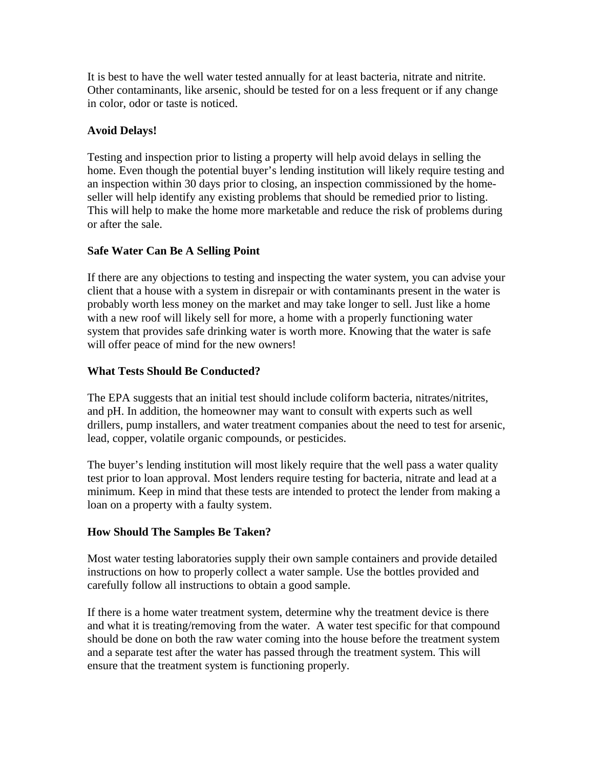It is best to have the well water tested annually for at least bacteria, nitrate and nitrite. Other contaminants, like arsenic, should be tested for on a less frequent or if any change in color, odor or taste is noticed.

**Avoid Delays!**

Testing and inspection prior to listing a property will help avoid delays in selling the home. Even though the potential buyer's lending institution will likely require testing and an inspection within 30 days prior to closing, an inspection commissioned by the home-seller will help identify any existing problems that should be remedied prior to listing. This will help to make the home more marketable and reduce the risk of problems during or after the sale.

**Safe Water Can Be A Selling Point**

If there are any objections to testing and inspecting the water system, you can advise your client that a house with a system in disrepair or with contaminants present in the water is probably worth less money on the market and may take longer to sell. Just like a home with a new roof will likely sell for more, a home with a properly functioning water system that provides safe drinking water is worth more. Knowing that the water is safe will offer peace of mind for the new owners!

**What Tests Should Be Conducted?**

The EPA suggests that an initial test should include coliform bacteria, nitrates/nitrites, and pH. In addition, the homeowner may want to consult with experts such as well drillers, pump installers, and water treatment companies about the need to test for arsenic, lead, copper, volatile organic compounds, or pesticides.

The buyer's lending institution will most likely require that the well pass a water quality test prior to loan approval. Most lenders require testing for bacteria, nitrate and lead at a minimum. Keep in mind that these tests are intended to protect the lender from making a loan on a property with a faulty system.

**How Should The Samples Be Taken?**

Most water testing laboratories supply their own sample containers and provide detailed instructions on how to properly collect a water sample. Use the bottles provided and carefully follow all instructions to obtain a good sample.

If there is a home water treatment system, determine why the treatment device is there and what it is treating/removing from the water. A water test specific for that compound should be done on both the raw water coming into the house before the treatment system and a separate test after the water has passed through the treatment system. This will ensure that the treatment system is functioning properly.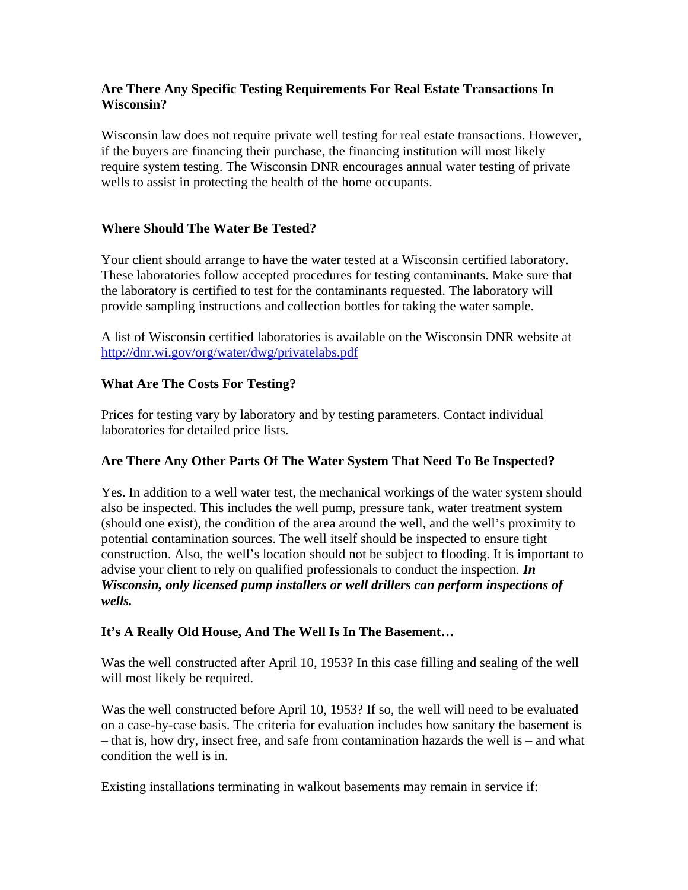### Are There Any Specific Testing Requirements For Real Estate Transactions In Wisconsin?

Wisconsin law does not require private well testing for real estate transactions. However, if the buyers are financing their purchase, the financing institution will most likely require system testing. The Wisconsin DNR encourages annual water testing of private wells to assist in protecting the health of the home occupants.

### Where Should The Water Be Tested?

Your client should arrange to have the water tested at a Wisconsin certified laboratory. These laboratories follow accepted procedures for testing contaminants. Make sure that the laboratory is certified to test for the contaminants requested. The laboratory will provide sampling instructions and collection bottles for taking the water sample.

A list of Wisconsin certified laboratories is available on the Wisconsin DNR website at [http://dnr.wi.gov/org/water/dwg/privatelabs.pdf](http://dnr.wi.gov/org/water/dwg/privatelabs.pdf)

### What Are The Costs For Testing?

Prices for testing vary by laboratory and by testing parameters. Contact individual laboratories for detailed price lists.

### Are There Any Other Parts Of The Water System That Need To Be Inspected?

Yes. In addition to a well water test, the mechanical workings of the water system should also be inspected. This includes the well pump, pressure tank, water treatment system (should one exist), the condition of the area around the well, and the well's proximity to potential contamination sources. The well itself should be inspected to ensure tight construction. Also, the well's location should not be subject to flooding. It is important to advise your client to rely on qualified professionals to conduct the inspection. ***In Wisconsin, only licensed pump installers or well drillers can perform inspections of wells.***

### It's A Really Old House, And The Well Is In The Basement…

Was the well constructed after April 10, 1953? In this case filling and sealing of the well will most likely be required.

Was the well constructed before April 10, 1953? If so, the well will need to be evaluated on a case-by-case basis. The criteria for evaluation includes how sanitary the basement is – that is, how dry, insect free, and safe from contamination hazards the well is – and what condition the well is in.

Existing installations terminating in walkout basements may remain in service if: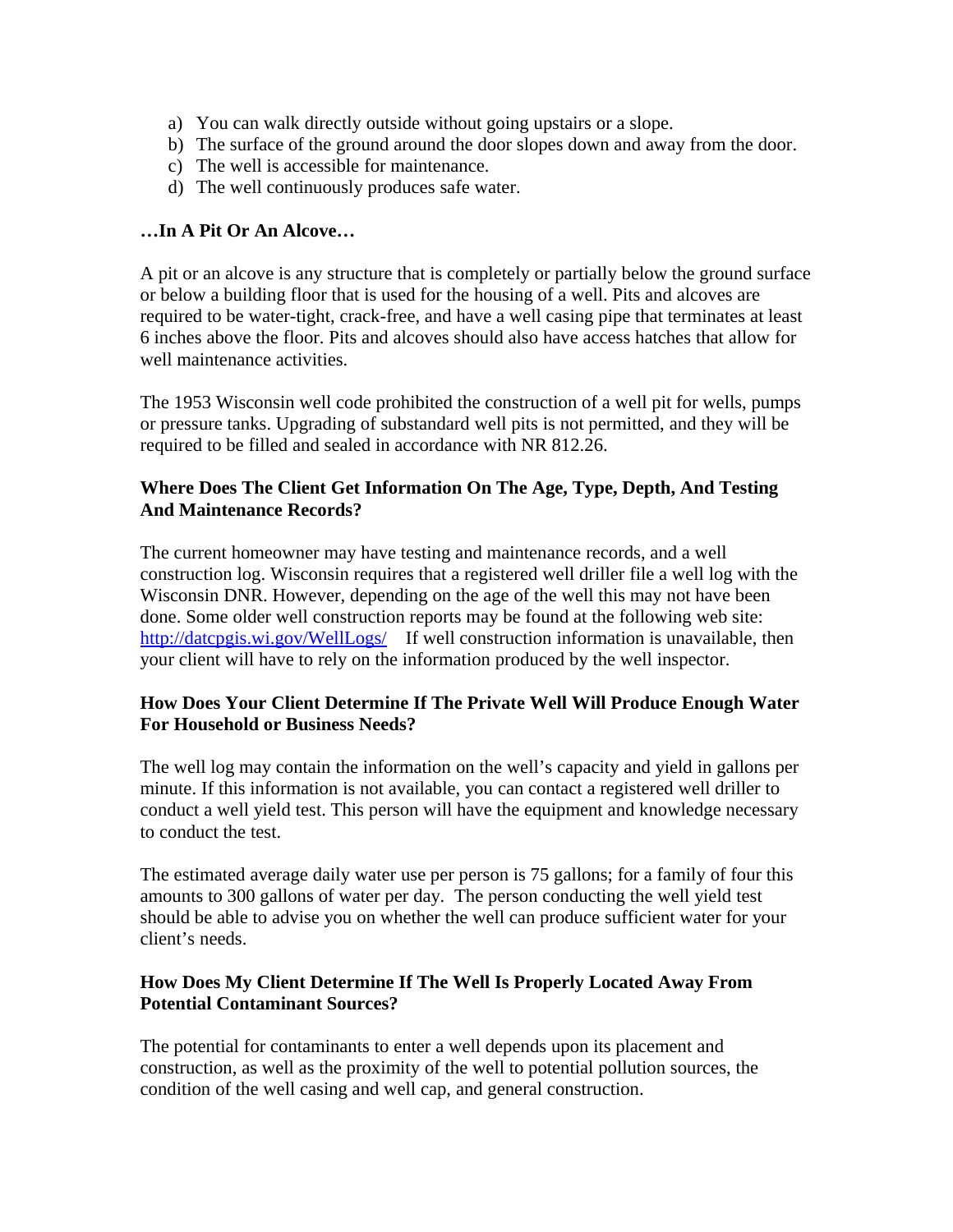a) You can walk directly outside without going upstairs or a slope.
b) The surface of the ground around the door slopes down and away from the door.
c) The well is accessible for maintenance.
d) The well continuously produces safe water.

**…In A Pit Or An Alcove…**

A pit or an alcove is any structure that is completely or partially below the ground surface or below a building floor that is used for the housing of a well. Pits and alcoves are required to be water-tight, crack-free, and have a well casing pipe that terminates at least 6 inches above the floor. Pits and alcoves should also have access hatches that allow for well maintenance activities.

The 1953 Wisconsin well code prohibited the construction of a well pit for wells, pumps or pressure tanks. Upgrading of substandard well pits is not permitted, and they will be required to be filled and sealed in accordance with NR 812.26.

**Where Does The Client Get Information On The Age, Type, Depth, And Testing And Maintenance Records?**

The current homeowner may have testing and maintenance records, and a well construction log. Wisconsin requires that a registered well driller file a well log with the Wisconsin DNR. However, depending on the age of the well this may not have been done. Some older well construction reports may be found at the following web site: http://datcpgis.wi.gov/WellLogs/ If well construction information is unavailable, then your client will have to rely on the information produced by the well inspector.

**How Does Your Client Determine If The Private Well Will Produce Enough Water For Household or Business Needs?**

The well log may contain the information on the well's capacity and yield in gallons per minute. If this information is not available, you can contact a registered well driller to conduct a well yield test. This person will have the equipment and knowledge necessary to conduct the test.

The estimated average daily water use per person is 75 gallons; for a family of four this amounts to 300 gallons of water per day. The person conducting the well yield test should be able to advise you on whether the well can produce sufficient water for your client's needs.

**How Does My Client Determine If The Well Is Properly Located Away From Potential Contaminant Sources?**

The potential for contaminants to enter a well depends upon its placement and construction, as well as the proximity of the well to potential pollution sources, the condition of the well casing and well cap, and general construction.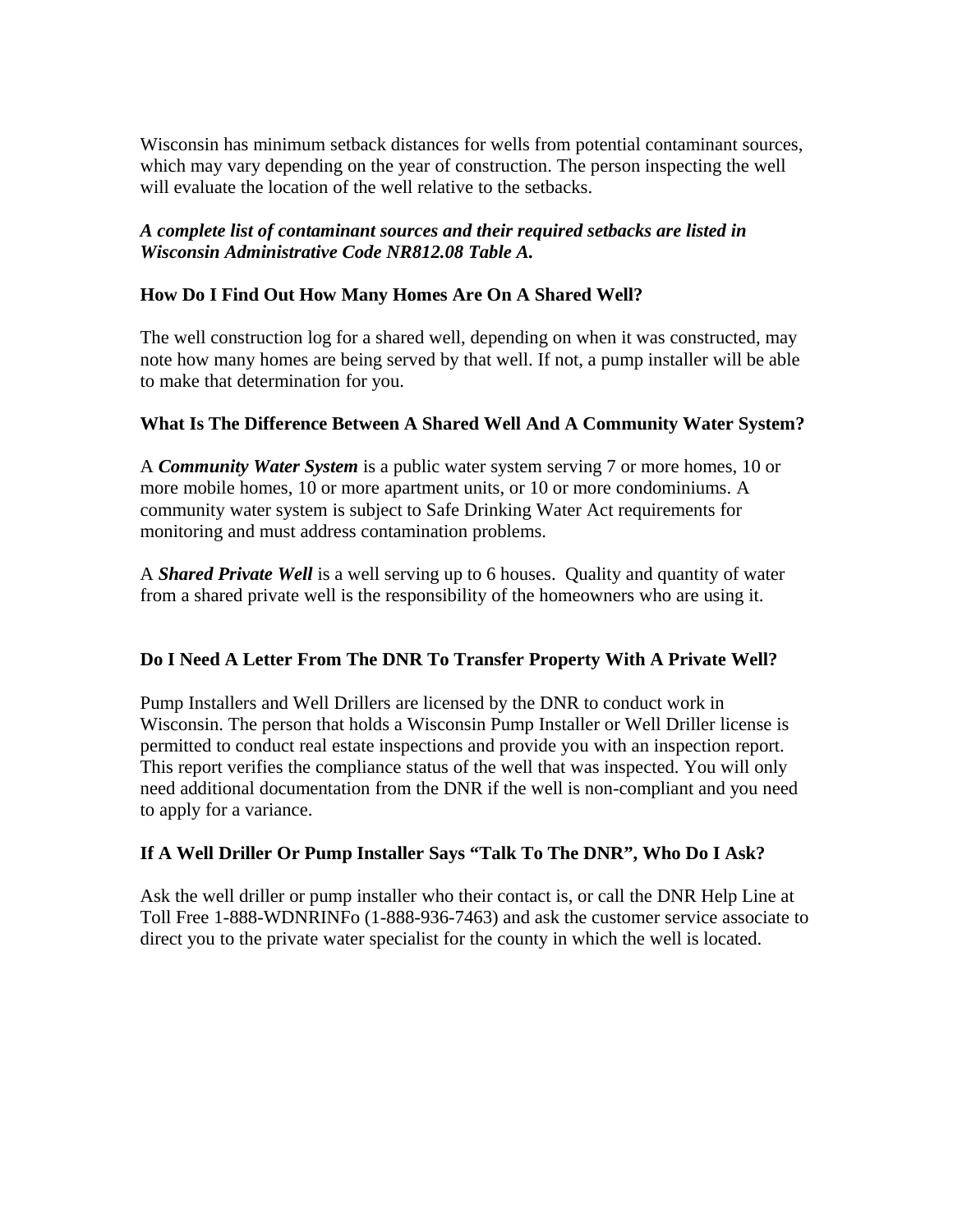Wisconsin has minimum setback distances for wells from potential contaminant sources, which may vary depending on the year of construction. The person inspecting the well will evaluate the location of the well relative to the setbacks.

***A complete list of contaminant sources and their required setbacks are listed in Wisconsin Administrative Code NR812.08 Table A.***

### How Do I Find Out How Many Homes Are On A Shared Well?

The well construction log for a shared well, depending on when it was constructed, may note how many homes are being served by that well. If not, a pump installer will be able to make that determination for you.

### What Is The Difference Between A Shared Well And A Community Water System?

A ***Community Water System*** is a public water system serving 7 or more homes, 10 or more mobile homes, 10 or more apartment units, or 10 or more condominiums. A community water system is subject to Safe Drinking Water Act requirements for monitoring and must address contamination problems.

A ***Shared Private Well*** is a well serving up to 6 houses. Quality and quantity of water from a shared private well is the responsibility of the homeowners who are using it.

### Do I Need A Letter From The DNR To Transfer Property With A Private Well?

Pump Installers and Well Drillers are licensed by the DNR to conduct work in Wisconsin. The person that holds a Wisconsin Pump Installer or Well Driller license is permitted to conduct real estate inspections and provide you with an inspection report. This report verifies the compliance status of the well that was inspected. You will only need additional documentation from the DNR if the well is non-compliant and you need to apply for a variance.

### If A Well Driller Or Pump Installer Says "Talk To The DNR", Who Do I Ask?

Ask the well driller or pump installer who their contact is, or call the DNR Help Line at Toll Free 1-888-WDNRINFo (1-888-936-7463) and ask the customer service associate to direct you to the private water specialist for the county in which the well is located.